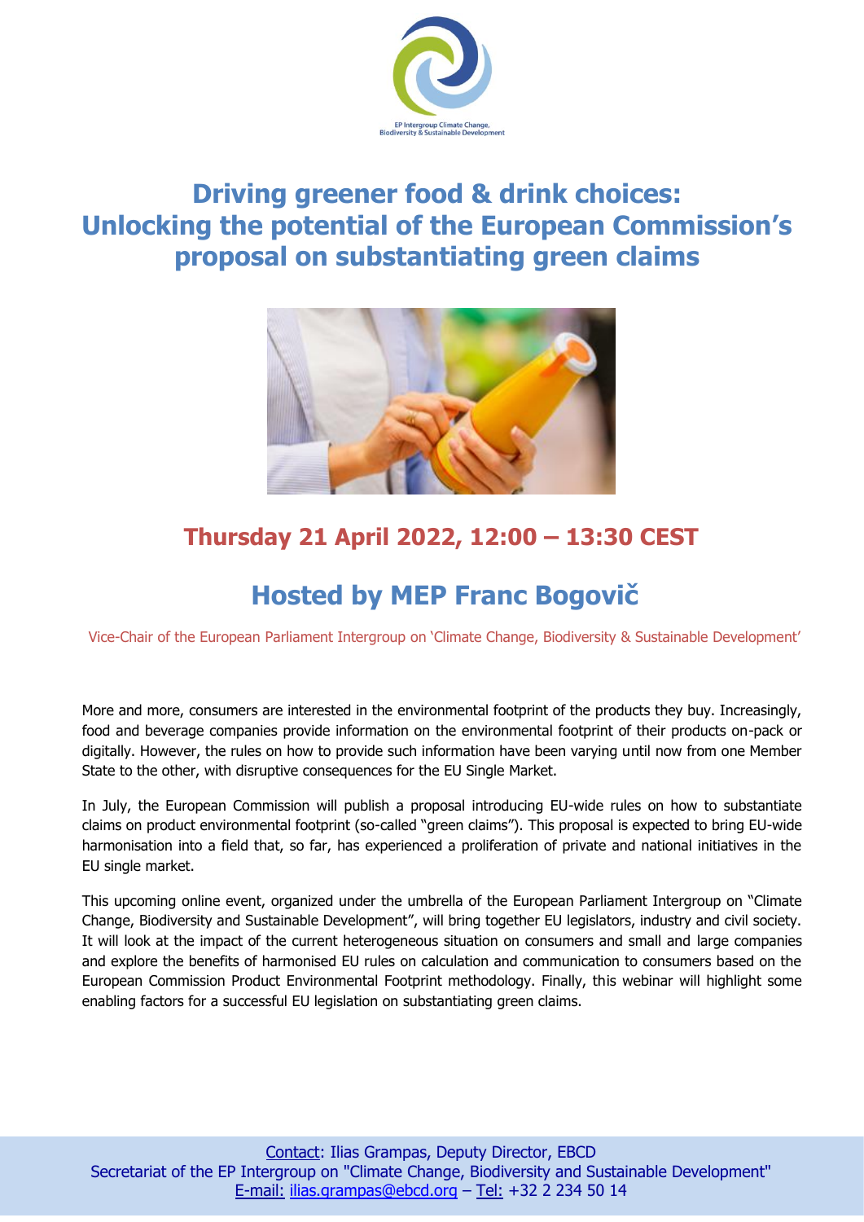EP Intergroup Climate Change, Biodiversity & Sustainable Development

# Driving greener food & drink choices: Unlocking the potential of the European Commission's proposal on substantiating green claims

## Thursday 21 April 2022, 12:00 – 13:30 CEST

## Hosted by MEP Franc Bogovič

Vice-Chair of the European Parliament Intergroup on 'Climate Change, Biodiversity & Sustainable Development'

More and more, consumers are interested in the environmental footprint of the products they buy. Increasingly, food and beverage companies provide information on the environmental footprint of their products on-pack or digitally. However, the rules on how to provide such information have been varying until now from one Member State to the other, with disruptive consequences for the EU Single Market.

In July, the European Commission will publish a proposal introducing EU-wide rules on how to substantiate claims on product environmental footprint (so-called "green claims"). This proposal is expected to bring EU-wide harmonisation into a field that, so far, has experienced a proliferation of private and national initiatives in the EU single market.

This upcoming online event, organized under the umbrella of the European Parliament Intergroup on "Climate Change, Biodiversity and Sustainable Development", will bring together EU legislators, industry and civil society. It will look at the impact of the current heterogeneous situation on consumers and small and large companies and explore the benefits of harmonised EU rules on calculation and communication to consumers based on the European Commission Product Environmental Footprint methodology. Finally, this webinar will highlight some enabling factors for a successful EU legislation on substantiating green claims.

Contact: Ilias Grampas, Deputy Director, EBCD
Secretariat of the EP Intergroup on "Climate Change, Biodiversity and Sustainable Development"
E-mail: ilias.grampas@ebcd.org – Tel: +32 2 234 50 14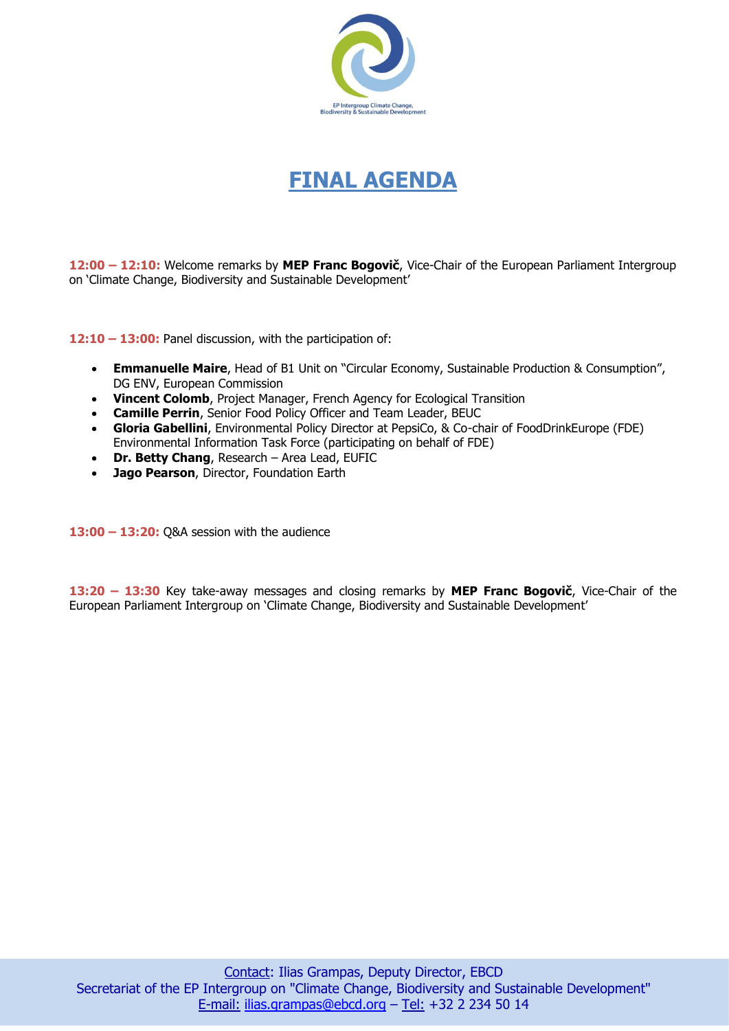EP Intergroup Climate Change, Biodiversity & Sustainable Development

# FINAL AGENDA

**12:00 – 12:10:** Welcome remarks by **MEP Franc Bogovič**, Vice-Chair of the European Parliament Intergroup on 'Climate Change, Biodiversity and Sustainable Development'

**12:10 – 13:00:** Panel discussion, with the participation of:

- **Emmanuelle Maire**, Head of B1 Unit on "Circular Economy, Sustainable Production & Consumption", DG ENV, European Commission
- **Vincent Colomb**, Project Manager, French Agency for Ecological Transition
- **Camille Perrin**, Senior Food Policy Officer and Team Leader, BEUC
- **Gloria Gabellini**, Environmental Policy Director at PepsiCo, & Co-chair of FoodDrinkEurope (FDE) Environmental Information Task Force (participating on behalf of FDE)
- **Dr. Betty Chang**, Research – Area Lead, EUFIC
- **Jago Pearson**, Director, Foundation Earth

**13:00 – 13:20:** Q&A session with the audience

**13:20 – 13:30** Key take-away messages and closing remarks by **MEP Franc Bogovič**, Vice-Chair of the European Parliament Intergroup on 'Climate Change, Biodiversity and Sustainable Development'

Contact: Ilias Grampas, Deputy Director, EBCD
Secretariat of the EP Intergroup on "Climate Change, Biodiversity and Sustainable Development"
E-mail: ilias.grampas@ebcd.org – Tel: +32 2 234 50 14